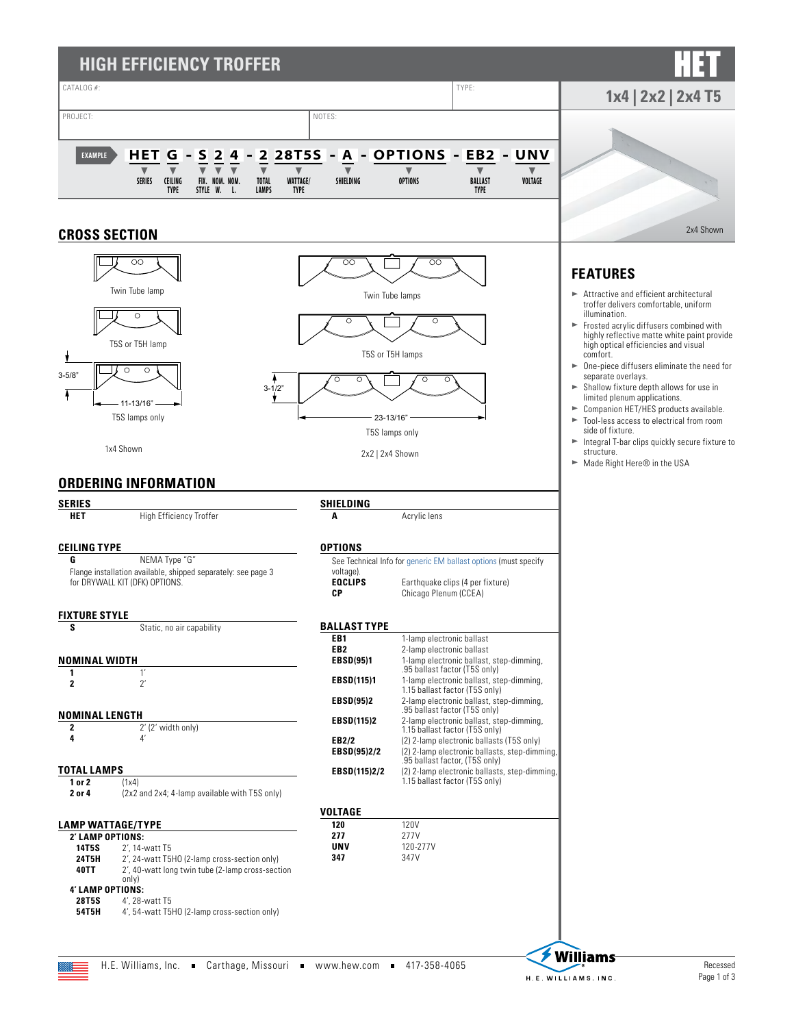# HIGH EFFICIENCY TROFFER

# HET

## 1x4 | 2x2 | 2x4 T5

CATALOG #:

TYPE:

PROJECT:

NOTES:

EXAMPLE: HET G - S 2 4 - 2 28T5S - A - OPTIONS - EB2 - UNV

| HET | G | S | 2 | 4 | 2 | 28T5S | A | OPTIONS | EB2 | UNV |
|---|---|---|---|---|---|---|---|---|---|---|
| SERIES | CEILING TYPE | FIX. STYLE | NOM. W. | NOM. L. | TOTAL LAMPS | WATTAGE/ TYPE | SHIELDING | OPTIONS | BALLAST TYPE | VOLTAGE |

2x4 Shown

## CROSS SECTION

Twin Tube lamp

T5S or T5H lamp

3-5/8"

11-13/16"

T5S lamps only

1x4 Shown

Twin Tube lamps

T5S or T5H lamps

3-1/2"

23-13/16"

T5S lamps only

2x2 | 2x4 Shown

## FEATURES

- Attractive and efficient architectural troffer delivers comfortable, uniform illumination.
- Frosted acrylic diffusers combined with highly reflective matte white paint provide high optical efficiencies and visual comfort.
- One-piece diffusers eliminate the need for separate overlays.
- Shallow fixture depth allows for use in limited plenum applications.
- Companion HET/HES products available.
- Tool-less access to electrical from room side of fixture.
- Integral T-bar clips quickly secure fixture to structure.
- Made Right Here® in the USA

## ORDERING INFORMATION

### SERIES

| | |
|---|---|
| **HET** | High Efficiency Troffer |

### CEILING TYPE

| | |
|---|---|
| **G** | NEMA Type "G" |

Flange installation available, shipped separately: see page 3 for DRYWALL KIT (DFK) OPTIONS.

### FIXTURE STYLE

| | |
|---|---|
| **S** | Static, no air capability |

### NOMINAL WIDTH

| | |
|---|---|
| **1** | 1' |
| **2** | 2' |

### NOMINAL LENGTH

| | |
|---|---|
| **2** | 2' (2' width only) |
| **4** | 4' |

### TOTAL LAMPS

| | |
|---|---|
| **1 or 2** | (1x4) |
| **2 or 4** | (2x2 and 2x4; 4-lamp available with T5S only) |

### LAMP WATTAGE/TYPE

**2' LAMP OPTIONS:**

| | |
|---|---|
| **14T5S** | 2', 14-watt T5 |
| **24T5H** | 2', 24-watt T5HO (2-lamp cross-section only) |
| **40TT** | 2', 40-watt long twin tube (2-lamp cross-section only) |

**4' LAMP OPTIONS:**

| | |
|---|---|
| **28T5S** | 4', 28-watt T5 |
| **54T5H** | 4', 54-watt T5HO (2-lamp cross-section only) |

### SHIELDING

| | |
|---|---|
| **A** | Acrylic lens |

### OPTIONS

See Technical Info for generic EM ballast options (must specify voltage).

| | |
|---|---|
| **EQCLIPS** | Earthquake clips (4 per fixture) |
| **CP** | Chicago Plenum (CCEA) |

### BALLAST TYPE

| | |
|---|---|
| **EB1** | 1-lamp electronic ballast |
| **EB2** | 2-lamp electronic ballast |
| **EBSD(95)1** | 1-lamp electronic ballast, step-dimming, .95 ballast factor (T5S only) |
| **EBSD(115)1** | 1-lamp electronic ballast, step-dimming, 1.15 ballast factor (T5S only) |
| **EBSD(95)2** | 2-lamp electronic ballast, step-dimming, .95 ballast factor (T5S only) |
| **EBSD(115)2** | 2-lamp electronic ballast, step-dimming, 1.15 ballast factor (T5S only) |
| **EB2/2** | (2) 2-lamp electronic ballasts (T5S only) |
| **EBSD(95)2/2** | (2) 2-lamp electronic ballasts, step-dimming, .95 ballast factor, (T5S only) |
| **EBSD(115)2/2** | (2) 2-lamp electronic ballasts, step-dimming, 1.15 ballast factor (T5S only) |

### VOLTAGE

| | |
|---|---|
| **120** | 120V |
| **277** | 277V |
| **UNV** | 120-277V |
| **347** | 347V |

H.E. Williams, Inc. ■ Carthage, Missouri ■ www.hew.com ■ 417-358-4065

Recessed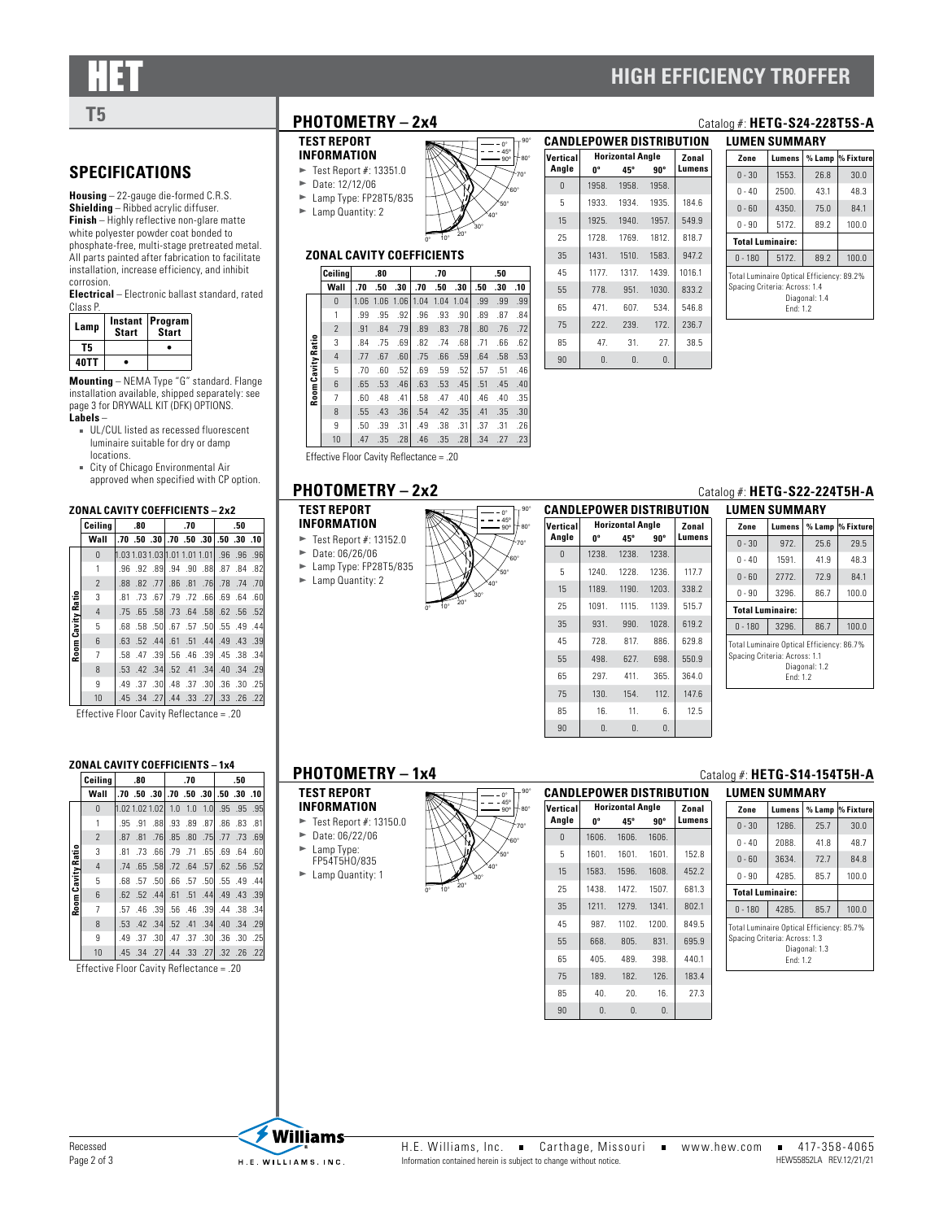# HET

# HIGH EFFICIENCY TROFFER

## T5

## SPECIFICATIONS

**Housing** – 22-gauge die-formed C.R.S.
**Shielding** – Ribbed acrylic diffuser.
**Finish** – Highly reflective non-glare matte white polyester powder coat bonded to phosphate-free, multi-stage pretreated metal. All parts painted after fabrication to facilitate installation, increase efficiency, and inhibit corrosion.
**Electrical** – Electronic ballast standard, rated Class P.

| Lamp | Instant Start | Program Start |
|---|---|---|
| T5 | | • |
| 40TT | • | |

**Mounting** – NEMA Type "G" standard. Flange installation available, shipped separately: see page 3 for DRYWALL KIT (DFK) OPTIONS.
**Labels** –

- UL/CUL listed as recessed fluorescent luminaire suitable for dry or damp locations.
- City of Chicago Environmental Air approved when specified with CP option.

### ZONAL CAVITY COEFFICIENTS – 2x2

| Ceiling | .80 | | | .70 | | | .50 | | |
|---|---|---|---|---|---|---|---|---|---|
| Wall | .70 | .50 | .30 | .70 | .50 | .30 | .50 | .30 | .10 |
| Room Cavity Ratio 0 | 1.03 | 1.03 | 1.03 | 1.01 | 1.01 | 1.01 | .96 | .96 | .96 |
| 1 | .96 | .92 | .89 | .94 | .90 | .88 | .87 | .84 | .82 |
| 2 | .88 | .82 | .77 | .86 | .81 | .76 | .78 | .74 | .70 |
| 3 | .81 | .73 | .67 | .79 | .72 | .66 | .69 | .64 | .60 |
| 4 | .75 | .65 | .58 | .73 | .64 | .58 | .62 | .56 | .52 |
| 5 | .68 | .58 | .50 | .67 | .57 | .50 | .55 | .49 | .44 |
| 6 | .63 | .52 | .44 | .61 | .51 | .44 | .49 | .43 | .39 |
| 7 | .58 | .47 | .39 | .56 | .46 | .39 | .45 | .38 | .34 |
| 8 | .53 | .42 | .34 | .52 | .41 | .34 | .40 | .34 | .29 |
| 9 | .49 | .37 | .30 | .48 | .37 | .30 | .36 | .30 | .25 |
| 10 | .45 | .34 | .27 | .44 | .33 | .27 | .33 | .26 | .22 |

Effective Floor Cavity Reflectance = .20

### ZONAL CAVITY COEFFICIENTS – 1x4

| Ceiling | .80 | | | .70 | | | .50 | | |
|---|---|---|---|---|---|---|---|---|---|
| Wall | .70 | .50 | .30 | .70 | .50 | .30 | .50 | .30 | .10 |
| Room Cavity Ratio 0 | 1.02 | 1.02 | 1.02 | 1.0 | 1.0 | 1.0 | .95 | .95 | .95 |
| 1 | .95 | .91 | .88 | .93 | .89 | .87 | .86 | .83 | .81 |
| 2 | .87 | .81 | .76 | .85 | .80 | .75 | .77 | .73 | .69 |
| 3 | .81 | .73 | .66 | .79 | .71 | .65 | .69 | .64 | .60 |
| 4 | .74 | .65 | .58 | .72 | .64 | .57 | .62 | .56 | .52 |
| 5 | .68 | .57 | .50 | .66 | .57 | .50 | .55 | .49 | .44 |
| 6 | .62 | .52 | .44 | .61 | .51 | .44 | .49 | .43 | .39 |
| 7 | .57 | .46 | .39 | .56 | .46 | .39 | .44 | .38 | .34 |
| 8 | .53 | .42 | .34 | .52 | .41 | .34 | .40 | .34 | .29 |
| 9 | .49 | .37 | .30 | .47 | .37 | .30 | .36 | .30 | .25 |
| 10 | .45 | .34 | .27 | .44 | .33 | .27 | .32 | .26 | .22 |

Effective Floor Cavity Reflectance = .20

## PHOTOMETRY – 2x4

Catalog #: **HETG-S24-228T5S-A**

### TEST REPORT INFORMATION

- Test Report #: 13351.0
- Date: 12/12/06
- Lamp Type: FP28T5/835
- Lamp Quantity: 2

### ZONAL CAVITY COEFFICIENTS

| Ceiling | .80 | | | .70 | | | .50 | | |
|---|---|---|---|---|---|---|---|---|---|
| Wall | .70 | .50 | .30 | .70 | .50 | .30 | .50 | .30 | .10 |
| Room Cavity Ratio 0 | 1.06 | 1.06 | 1.06 | 1.04 | 1.04 | 1.04 | .99 | .99 | .99 |
| 1 | .99 | .95 | .92 | .96 | .93 | .90 | .89 | .87 | .84 |
| 2 | .91 | .84 | .79 | .89 | .83 | .78 | .80 | .76 | .72 |
| 3 | .84 | .75 | .69 | .82 | .74 | .68 | .71 | .66 | .62 |
| 4 | .77 | .67 | .60 | .75 | .66 | .59 | .64 | .58 | .53 |
| 5 | .70 | .60 | .52 | .69 | .59 | .52 | .57 | .51 | .46 |
| 6 | .65 | .53 | .46 | .63 | .53 | .45 | .51 | .45 | .40 |
| 7 | .60 | .48 | .41 | .58 | .47 | .40 | .46 | .40 | .35 |
| 8 | .55 | .43 | .36 | .54 | .42 | .35 | .41 | .35 | .30 |
| 9 | .50 | .39 | .31 | .49 | .38 | .31 | .37 | .31 | .26 |
| 10 | .47 | .35 | .28 | .46 | .35 | .28 | .34 | .27 | .23 |

Effective Floor Cavity Reflectance = .20

### CANDLEPOWER DISTRIBUTION

| Vertical Angle | Horizontal Angle 0° | 45° | 90° | Zonal Lumens |
|---|---|---|---|---|
| 0 | 1958. | 1958. | 1958. | |
| 5 | 1933. | 1934. | 1935. | 184.6 |
| 15 | 1925. | 1940. | 1957. | 549.9 |
| 25 | 1728. | 1769. | 1812. | 818.7 |
| 35 | 1431. | 1510. | 1583. | 947.2 |
| 45 | 1177. | 1317. | 1439. | 1016.1 |
| 55 | 778. | 951. | 1030. | 833.2 |
| 65 | 471. | 607. | 534. | 546.8 |
| 75 | 222. | 239. | 172. | 236.7 |
| 85 | 47. | 31. | 27. | 38.5 |
| 90 | 0. | 0. | 0. | |

### LUMEN SUMMARY

| Zone | Lumens | % Lamp | % Fixture |
|---|---|---|---|
| 0 - 30 | 1553. | 26.8 | 30.0 |
| 0 - 40 | 2500. | 43.1 | 48.3 |
| 0 - 60 | 4350. | 75.0 | 84.1 |
| 0 - 90 | 5172. | 89.2 | 100.0 |
| **Total Luminaire:** | | | |
| 0 - 180 | 5172. | 89.2 | 100.0 |

Total Luminaire Optical Efficiency: 89.2%
Spacing Criteria: Across: 1.4
Diagonal: 1.4
End: 1.2

## PHOTOMETRY – 2x2

Catalog #: **HETG-S22-224T5H-A**

### TEST REPORT INFORMATION

- Test Report #: 13152.0
- Date: 06/26/06
- Lamp Type: FP28T5/835
- Lamp Quantity: 2

### CANDLEPOWER DISTRIBUTION

| Vertical Angle | Horizontal Angle 0° | 45° | 90° | Zonal Lumens |
|---|---|---|---|---|
| 0 | 1238. | 1238. | 1238. | |
| 5 | 1240. | 1228. | 1236. | 117.7 |
| 15 | 1189. | 1190. | 1203. | 338.2 |
| 25 | 1091. | 1115. | 1139. | 515.7 |
| 35 | 931. | 990. | 1028. | 619.2 |
| 45 | 728. | 817. | 886. | 629.8 |
| 55 | 498. | 627. | 698. | 550.9 |
| 65 | 297. | 411. | 365. | 364.0 |
| 75 | 130. | 154. | 112. | 147.6 |
| 85 | 16. | 11. | 6. | 12.5 |
| 90 | 0. | 0. | 0. | |

### LUMEN SUMMARY

| Zone | Lumens | % Lamp | % Fixture |
|---|---|---|---|
| 0 - 30 | 972. | 25.6 | 29.5 |
| 0 - 40 | 1591. | 41.9 | 48.3 |
| 0 - 60 | 2772. | 72.9 | 84.1 |
| 0 - 90 | 3296. | 86.7 | 100.0 |
| **Total Luminaire:** | | | |
| 0 - 180 | 3296. | 86.7 | 100.0 |

Total Luminaire Optical Efficiency: 86.7%
Spacing Criteria: Across: 1.1
Diagonal: 1.2
End: 1.2

## PHOTOMETRY – 1x4

Catalog #: **HETG-S14-154T5H-A**

### TEST REPORT INFORMATION

- Test Report #: 13150.0
- Date: 06/22/06
- Lamp Type: FP54T5HO/835
- Lamp Quantity: 1

### CANDLEPOWER DISTRIBUTION

| Vertical Angle | Horizontal Angle 0° | 45° | 90° | Zonal Lumens |
|---|---|---|---|---|
| 0 | 1606. | 1606. | 1606. | |
| 5 | 1601. | 1601. | 1601. | 152.8 |
| 15 | 1583. | 1596. | 1608. | 452.2 |
| 25 | 1438. | 1472. | 1507. | 681.3 |
| 35 | 1211. | 1279. | 1341. | 802.1 |
| 45 | 987. | 1102. | 1200. | 849.5 |
| 55 | 668. | 805. | 831. | 695.9 |
| 65 | 405. | 489. | 398. | 440.1 |
| 75 | 189. | 182. | 126. | 183.4 |
| 85 | 40. | 20. | 16. | 27.3 |
| 90 | 0. | 0. | 0. | |

### LUMEN SUMMARY

| Zone | Lumens | % Lamp | % Fixture |
|---|---|---|---|
| 0 - 30 | 1286. | 25.7 | 30.0 |
| 0 - 40 | 2088. | 41.8 | 48.7 |
| 0 - 60 | 3634. | 72.7 | 84.8 |
| 0 - 90 | 4285. | 85.7 | 100.0 |
| **Total Luminaire:** | | | |
| 0 - 180 | 4285. | 85.7 | 100.0 |

Total Luminaire Optical Efficiency: 85.7%
Spacing Criteria: Across: 1.3
Diagonal: 1.3
End: 1.2

H.E. Williams, Inc. ▪ Carthage, Missouri ▪ www.hew.com ▪ 417-358-4065
Information contained herein is subject to change without notice.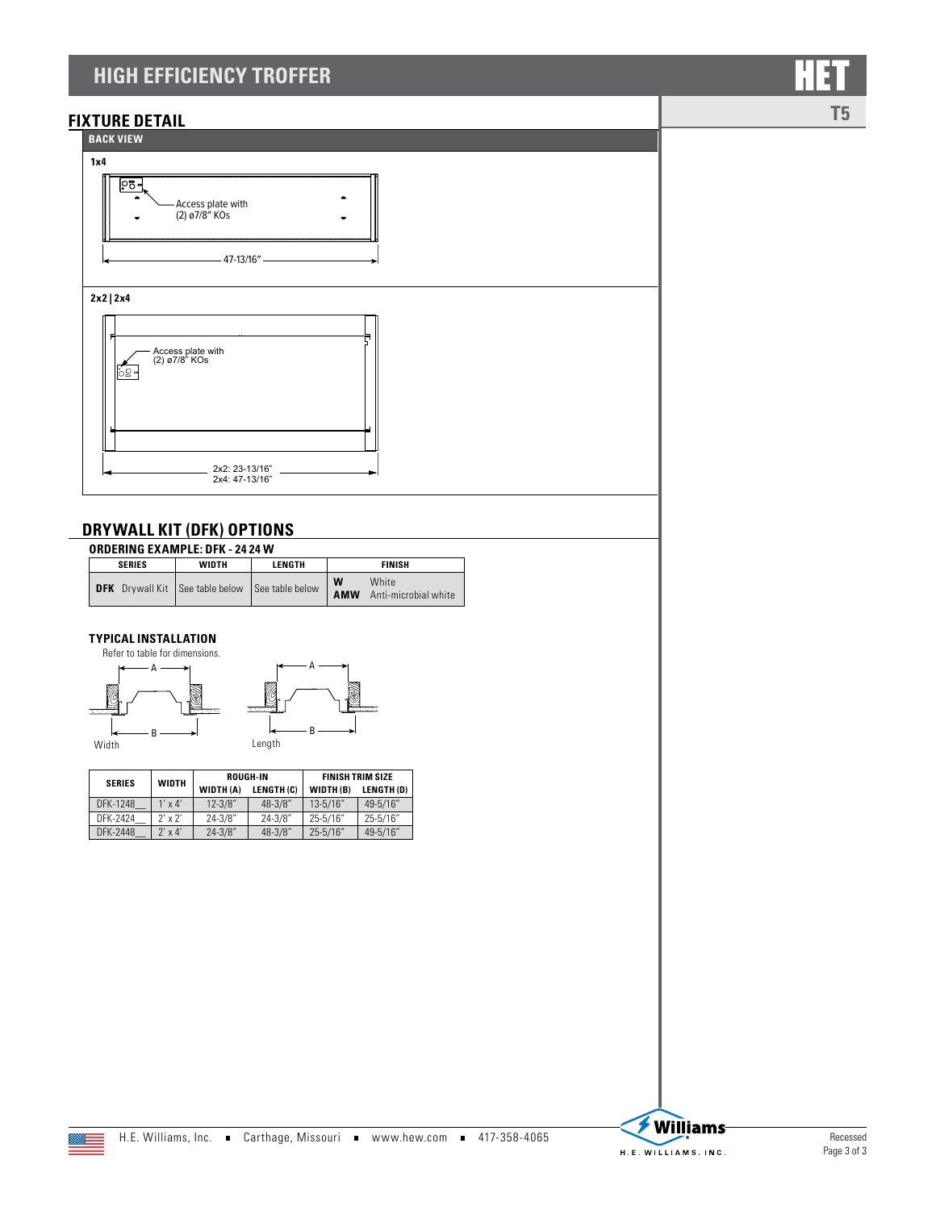## HIGH EFFICIENCY TROFFER

HET

T5

## FIXTURE DETAIL

### BACK VIEW

**1x4**

Access plate with (2) ø7/8" KOs

47-13/16"

**2x2 | 2x4**

Access plate with (2) ø7/8" KOs

2x2: 23-13/16"
2x4: 47-13/16"

## DRYWALL KIT (DFK) OPTIONS

### ORDERING EXAMPLE: DFK - 24 24 W

| SERIES | WIDTH | LENGTH | FINISH |
|---|---|---|---|
| **DFK** Drywall Kit | See table below | See table below | **W** White<br>**AMW** Anti-microbial white |

### TYPICAL INSTALLATION

Refer to table for dimensions.

A
B
Width

A
B
Length

| SERIES | WIDTH | ROUGH-IN | | FINISH TRIM SIZE | |
|---|---|---|---|---|---|
| | | WIDTH (A) | LENGTH (C) | WIDTH (B) | LENGTH (D) |
| DFK-1248__ | 1' x 4' | 12-3/8" | 48-3/8" | 13-5/16" | 49-5/16" |
| DFK-2424__ | 2' x 2' | 24-3/8" | 24-3/8" | 25-5/16" | 25-5/16" |
| DFK-2448__ | 2' x 4' | 24-3/8" | 48-3/8" | 25-5/16" | 49-5/16" |

H.E. Williams, Inc. ▪ Carthage, Missouri ▪ www.hew.com ▪ 417-358-4065

Recessed